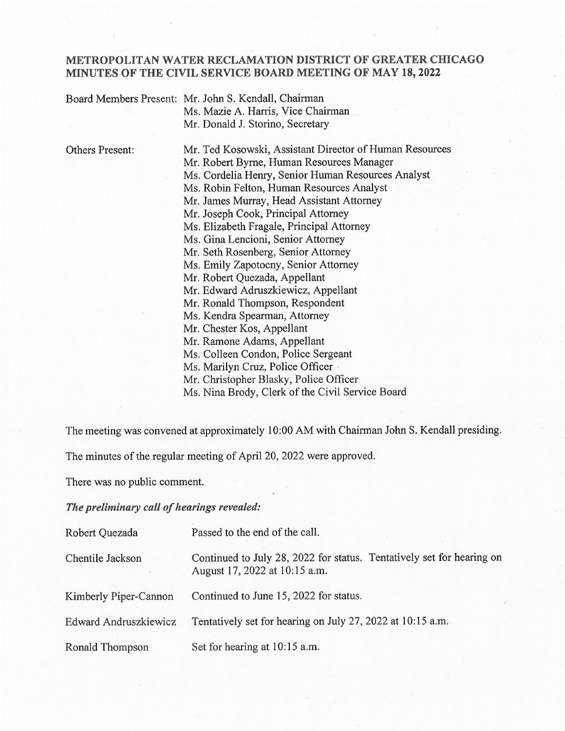# METROPOLITAN WATER RECLAMATION DISTRICT OF GREATER CHICAGO
# MINUTES OF THE CIVIL SERVICE BOARD MEETING OF MAY 18, 2022

| | |
|---|---|
| Board Members Present: | Mr. John S. Kendall, Chairman |
| | Ms. Mazie A. Harris, Vice Chairman |
| | Mr. Donald J. Storino, Secretary |
| Others Present: | Mr. Ted Kosowski, Assistant Director of Human Resources |
| | Mr. Robert Byrne, Human Resources Manager |
| | Ms. Cordelia Henry, Senior Human Resources Analyst |
| | Ms. Robin Felton, Human Resources Analyst |
| | Mr. James Murray, Head Assistant Attorney |
| | Mr. Joseph Cook, Principal Attorney |
| | Ms. Elizabeth Fragale, Principal Attorney |
| | Ms. Gina Lencioni, Senior Attorney |
| | Mr. Seth Rosenberg, Senior Attorney |
| | Ms. Emily Zapotocny, Senior Attorney |
| | Mr. Robert Quezada, Appellant |
| | Mr. Edward Adruszkiewicz, Appellant |
| | Mr. Ronald Thompson, Respondent |
| | Ms. Kendra Spearman, Attorney |
| | Mr. Chester Kos, Appellant |
| | Mr. Ramone Adams, Appellant |
| | Ms. Colleen Condon, Police Sergeant |
| | Ms. Marilyn Cruz, Police Officer |
| | Mr. Christopher Blasky, Police Officer |
| | Ms. Nina Brody, Clerk of the Civil Service Board |

The meeting was convened at approximately 10:00 AM with Chairman John S. Kendall presiding.

The minutes of the regular meeting of April 20, 2022 were approved.

There was no public comment.

***The preliminary call of hearings revealed:***

| | |
|---|---|
| Robert Quezada | Passed to the end of the call. |
| Chentile Jackson | Continued to July 28, 2022 for status. Tentatively set for hearing on August 17, 2022 at 10:15 a.m. |
| Kimberly Piper-Cannon | Continued to June 15, 2022 for status. |
| Edward Andruszkiewicz | Tentatively set for hearing on July 27, 2022 at 10:15 a.m. |
| Ronald Thompson | Set for hearing at 10:15 a.m. |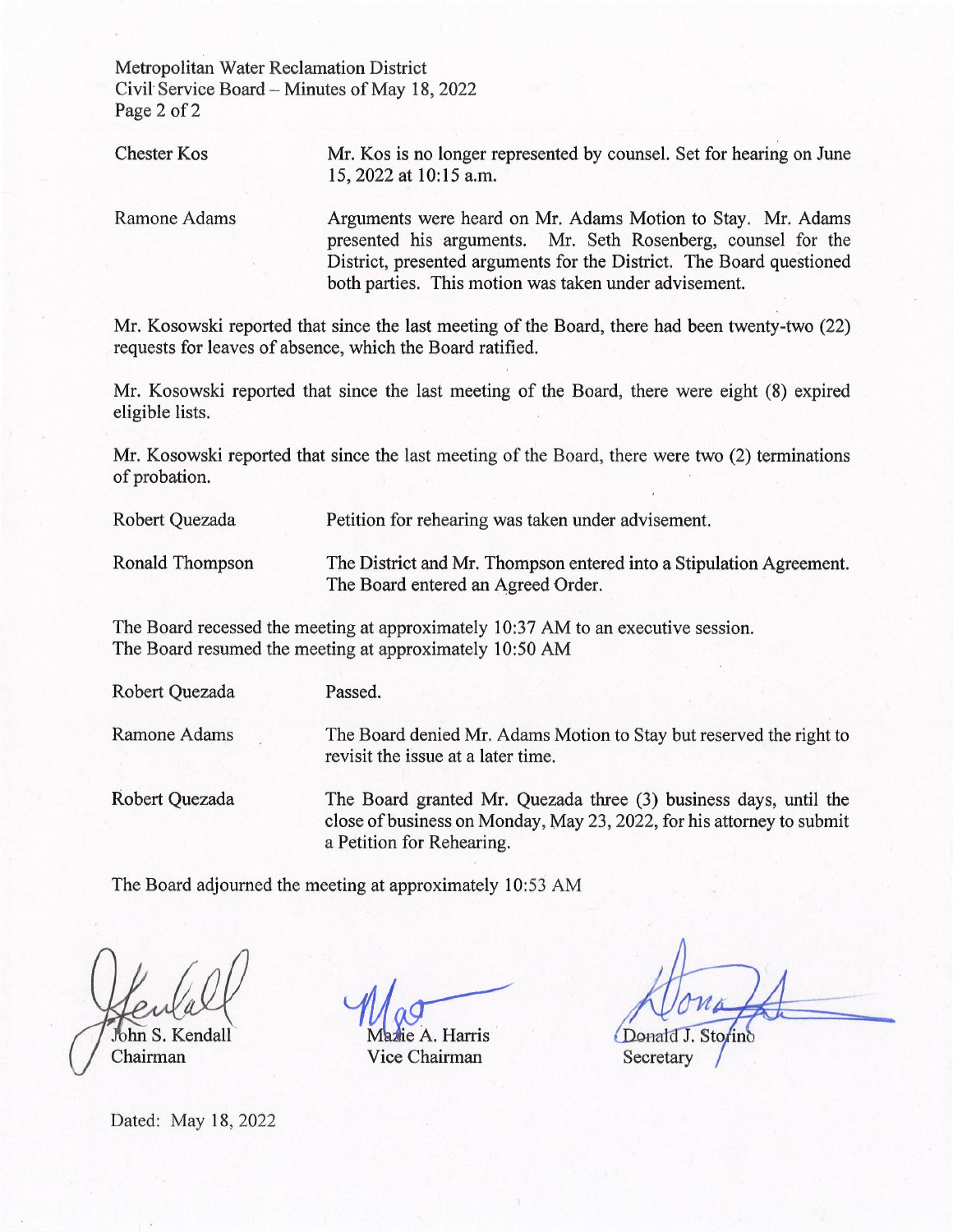| | |
|---|---|
| Chester Kos | Mr. Kos is no longer represented by counsel. Set for hearing on June 15, 2022 at 10:15 a.m. |
| Ramone Adams | Arguments were heard on Mr. Adams Motion to Stay. Mr. Adams presented his arguments. Mr. Seth Rosenberg, counsel for the District, presented arguments for the District. The Board questioned both parties. This motion was taken under advisement. |

Mr. Kosowski reported that since the last meeting of the Board, there had been twenty-two (22) requests for leaves of absence, which the Board ratified.

Mr. Kosowski reported that since the last meeting of the Board, there were eight (8) expired eligible lists.

Mr. Kosowski reported that since the last meeting of the Board, there were two (2) terminations of probation.

| | |
|---|---|
| Robert Quezada | Petition for rehearing was taken under advisement. |
| Ronald Thompson | The District and Mr. Thompson entered into a Stipulation Agreement. The Board entered an Agreed Order. |

The Board recessed the meeting at approximately 10:37 AM to an executive session.
The Board resumed the meeting at approximately 10:50 AM

| | |
|---|---|
| Robert Quezada | Passed. |
| Ramone Adams | The Board denied Mr. Adams Motion to Stay but reserved the right to revisit the issue at a later time. |
| Robert Quezada | The Board granted Mr. Quezada three (3) business days, until the close of business on Monday, May 23, 2022, for his attorney to submit a Petition for Rehearing. |

The Board adjourned the meeting at approximately 10:53 AM

John S. Kendall
Chairman

Mazie A. Harris
Vice Chairman

Donald J. Storino
Secretary

Dated: May 18, 2022